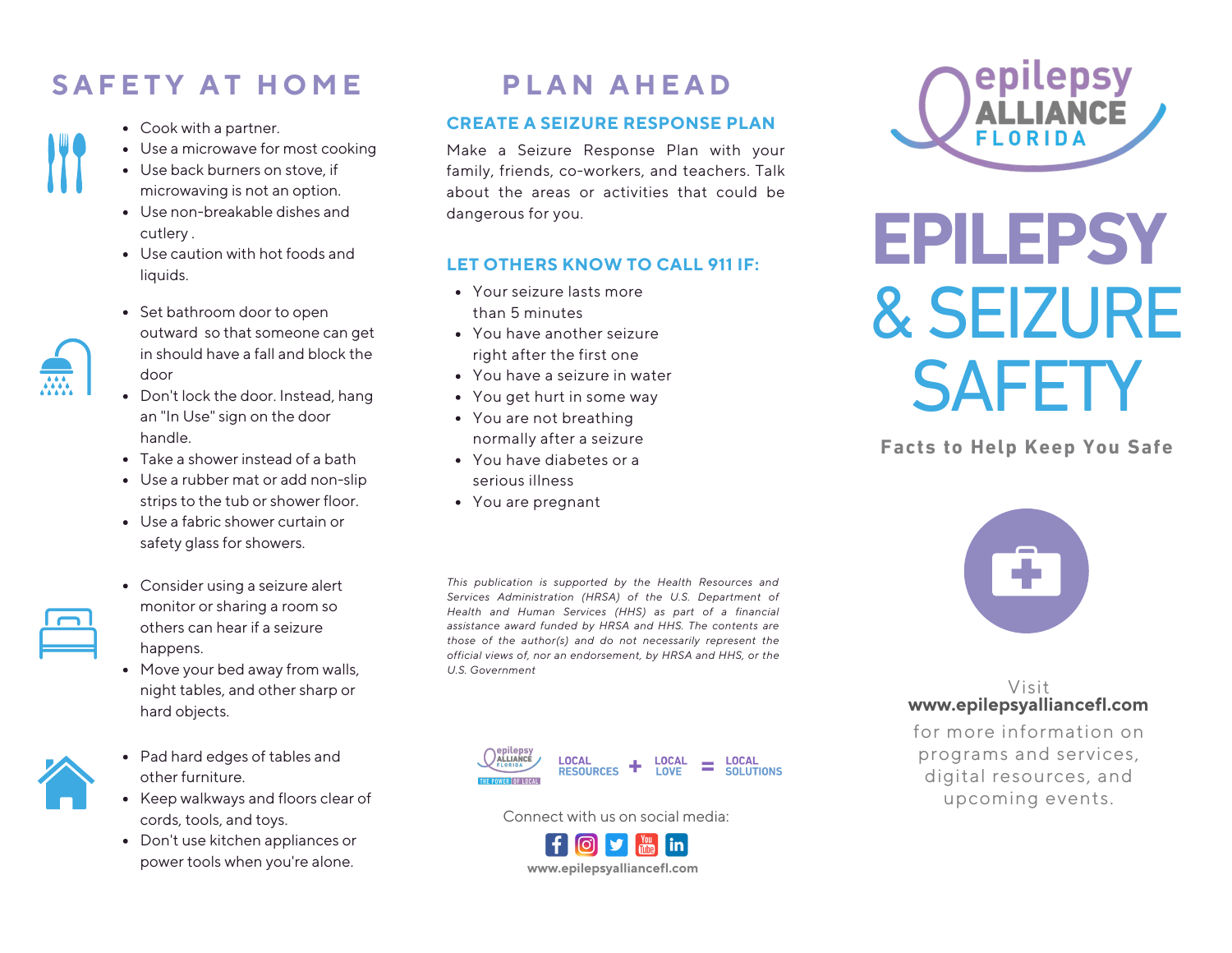## SAFETY AT HOME

- Cook with a partner.
- Use a microwave for most cooking
- Use back burners on stove, if microwaving is not an option.
- Use non-breakable dishes and cutlery .
- Use caution with hot foods and liquids.

- Set bathroom door to open outward so that someone can get in should have a fall and block the door
- Don't lock the door. Instead, hang an "In Use" sign on the door handle.
- Take a shower instead of a bath
- Use a rubber mat or add non-slip strips to the tub or shower floor.
- Use a fabric shower curtain or safety glass for showers.

- Consider using a seizure alert monitor or sharing a room so others can hear if a seizure happens.
- Move your bed away from walls, night tables, and other sharp or hard objects.

- Pad hard edges of tables and other furniture.
- Keep walkways and floors clear of cords, tools, and toys.
- Don't use kitchen appliances or power tools when you're alone.

## PLAN AHEAD

### CREATE A SEIZURE RESPONSE PLAN

Make a Seizure Response Plan with your family, friends, co-workers, and teachers. Talk about the areas or activities that could be dangerous for you.

### LET OTHERS KNOW TO CALL 911 IF:

- Your seizure lasts more than 5 minutes
- You have another seizure right after the first one
- You have a seizure in water
- You get hurt in some way
- You are not breathing normally after a seizure
- You have diabetes or a serious illness
- You are pregnant

*This publication is supported by the Health Resources and Services Administration (HRSA) of the U.S. Department of Health and Human Services (HHS) as part of a financial assistance award funded by HRSA and HHS. The contents are those of the author(s) and do not necessarily represent the official views of, nor an endorsement, by HRSA and HHS, or the U.S. Government*

epilepsy ALLIANCE FLORIDA — THE POWER OF LOCAL

LOCAL RESOURCES + LOCAL LOVE = LOCAL SOLUTIONS

Connect with us on social media:

www.epilepsyalliancefl.com

epilepsy ALLIANCE FLORIDA

# EPILEPSY & SEIZURE SAFETY

**Facts to Help Keep You Safe**

Visit
**www.epilepsyalliancefl.com**
for more information on programs and services, digital resources, and upcoming events.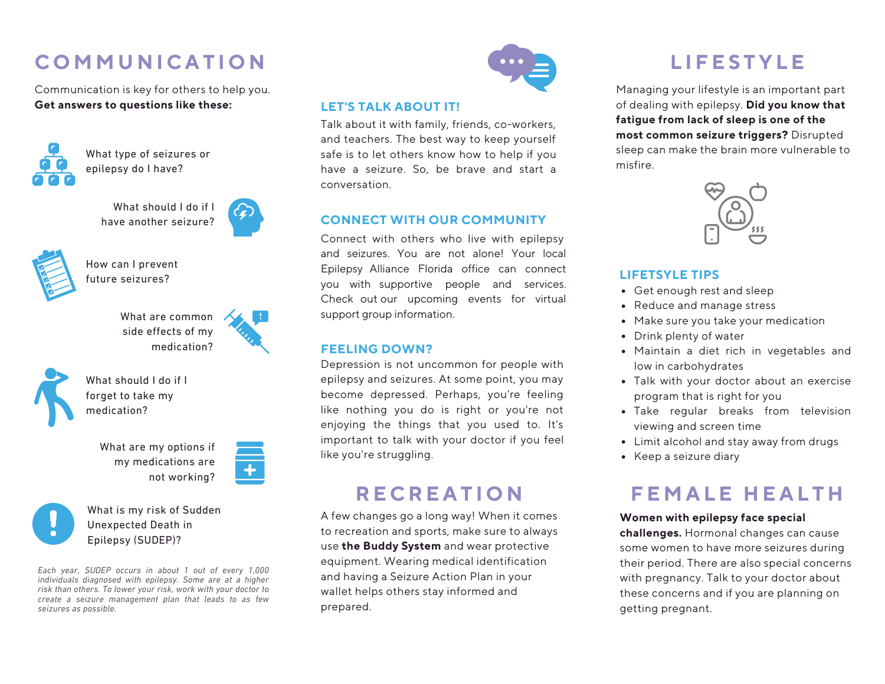## COMMUNICATION

Communication is key for others to help you. **Get answers to questions like these:**

What type of seizures or epilepsy do I have?

What should I do if I have another seizure?

How can I prevent future seizures?

What are common side effects of my medication?

What should I do if I forget to take my medication?

What are my options if my medications are not working?

What is my risk of Sudden Unexpected Death in Epilepsy (SUDEP)?

*Each year, SUDEP occurs in about 1 out of every 1,000 individuals diagnosed with epilepsy. Some are at a higher risk than others. To lower your risk, work with your doctor to create a seizure management plan that leads to as few seizures as possible.*

### LET'S TALK ABOUT IT!

Talk about it with family, friends, co-workers, and teachers. The best way to keep yourself safe is to let others know how to help if you have a seizure. So, be brave and start a conversation.

### CONNECT WITH OUR COMMUNITY

Connect with others who live with epilepsy and seizures. You are not alone! Your local Epilepsy Alliance Florida office can connect you with supportive people and services. Check out our upcoming events for virtual support group information.

### FEELING DOWN?

Depression is not uncommon for people with epilepsy and seizures. At some point, you may become depressed. Perhaps, you're feeling like nothing you do is right or you're not enjoying the things that you used to. It's important to talk with your doctor if you feel like you're struggling.

## RECREATION

A few changes go a long way! When it comes to recreation and sports, make sure to always use **the Buddy System** and wear protective equipment. Wearing medical identification and having a Seizure Action Plan in your wallet helps others stay informed and prepared.

## LIFESTYLE

Managing your lifestyle is an important part of dealing with epilepsy. **Did you know that fatigue from lack of sleep is one of the most common seizure triggers?** Disrupted sleep can make the brain more vulnerable to misfire.

### LIFESTYLE TIPS

- Get enough rest and sleep
- Reduce and manage stress
- Make sure you take your medication
- Drink plenty of water
- Maintain a diet rich in vegetables and low in carbohydrates
- Talk with your doctor about an exercise program that is right for you
- Take regular breaks from television viewing and screen time
- Limit alcohol and stay away from drugs
- Keep a seizure diary

## FEMALE HEALTH

**Women with epilepsy face special challenges.** Hormonal changes can cause some women to have more seizures during their period. There are also special concerns with pregnancy. Talk to your doctor about these concerns and if you are planning on getting pregnant.